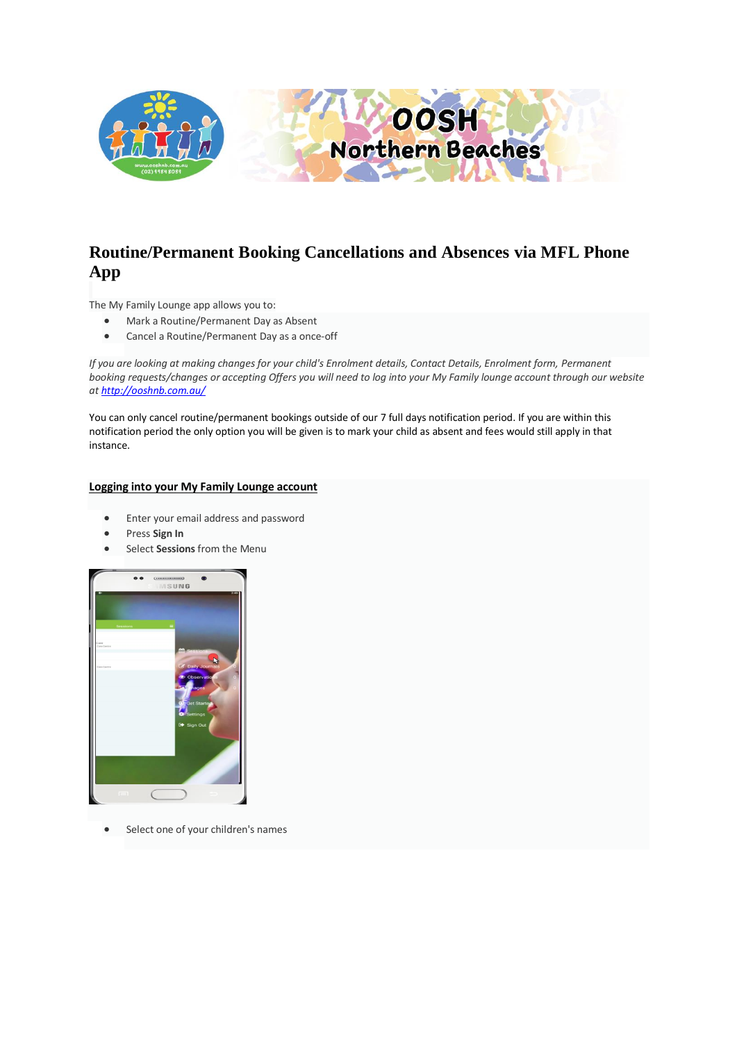# Routine/Permanent Booking Cancellations and Absences via MFL Phone App

The My Family Lounge app allows you to:

- Mark a Routine/Permanent Day as Absent
- Cancel a Routine/Permanent Day as a once-off

*If you are looking at making changes for your child's Enrolment details, Contact Details, Enrolment form, Permanent booking requests/changes or accepting Offers you will need to log into your My Family lounge account through our website at [http://ooshnb.com.au/](http://ooshnb.com.au/)*

You can only cancel routine/permanent bookings outside of our 7 full days notification period. If you are within this notification period the only option you will be given is to mark your child as absent and fees would still apply in that instance.

## Logging into your My Family Lounge account

- Enter your email address and password
- Press **Sign In**
- Select **Sessions** from the Menu

- Select one of your children's names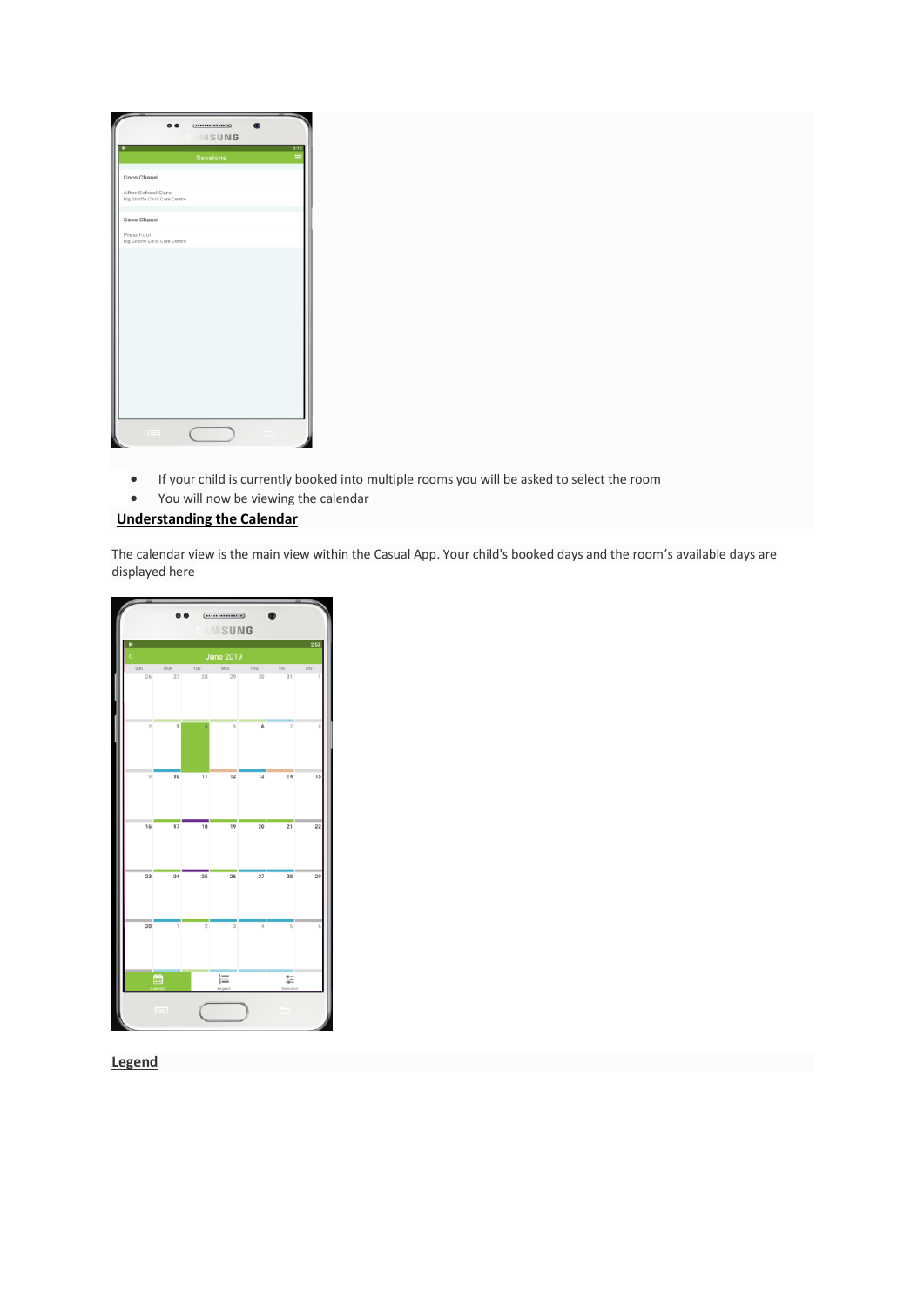- If your child is currently booked into multiple rooms you will be asked to select the room
- You will now be viewing the calendar

## Understanding the Calendar

The calendar view is the main view within the Casual App. Your child's booked days and the room's available days are displayed here

## Legend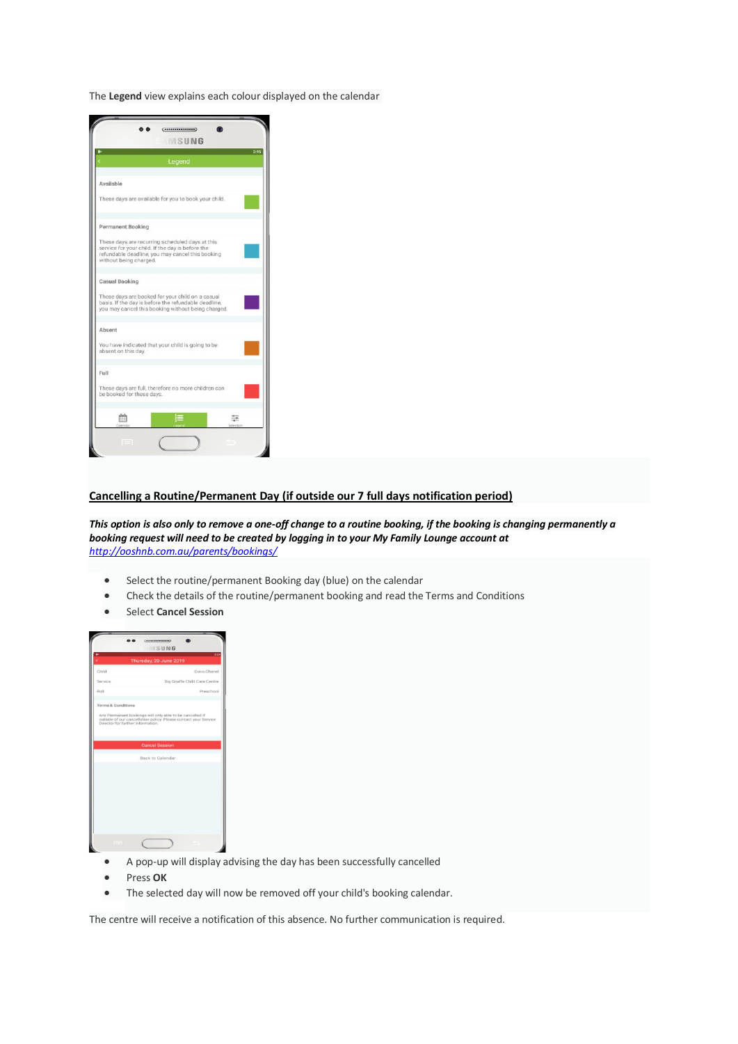The **Legend** view explains each colour displayed on the calendar

## Cancelling a Routine/Permanent Day (if outside our 7 full days notification period)

***This option is also only to remove a one-off change to a routine booking, if the booking is changing permanently a booking request will need to be created by logging in to your My Family Lounge account at*** [*http://ooshnb.com.au/parents/bookings/*](http://ooshnb.com.au/parents/bookings/)

- Select the routine/permanent Booking day (blue) on the calendar
- Check the details of the routine/permanent booking and read the Terms and Conditions
- Select **Cancel Session**

- A pop-up will display advising the day has been successfully cancelled
- Press **OK**
- The selected day will now be removed off your child's booking calendar.

The centre will receive a notification of this absence. No further communication is required.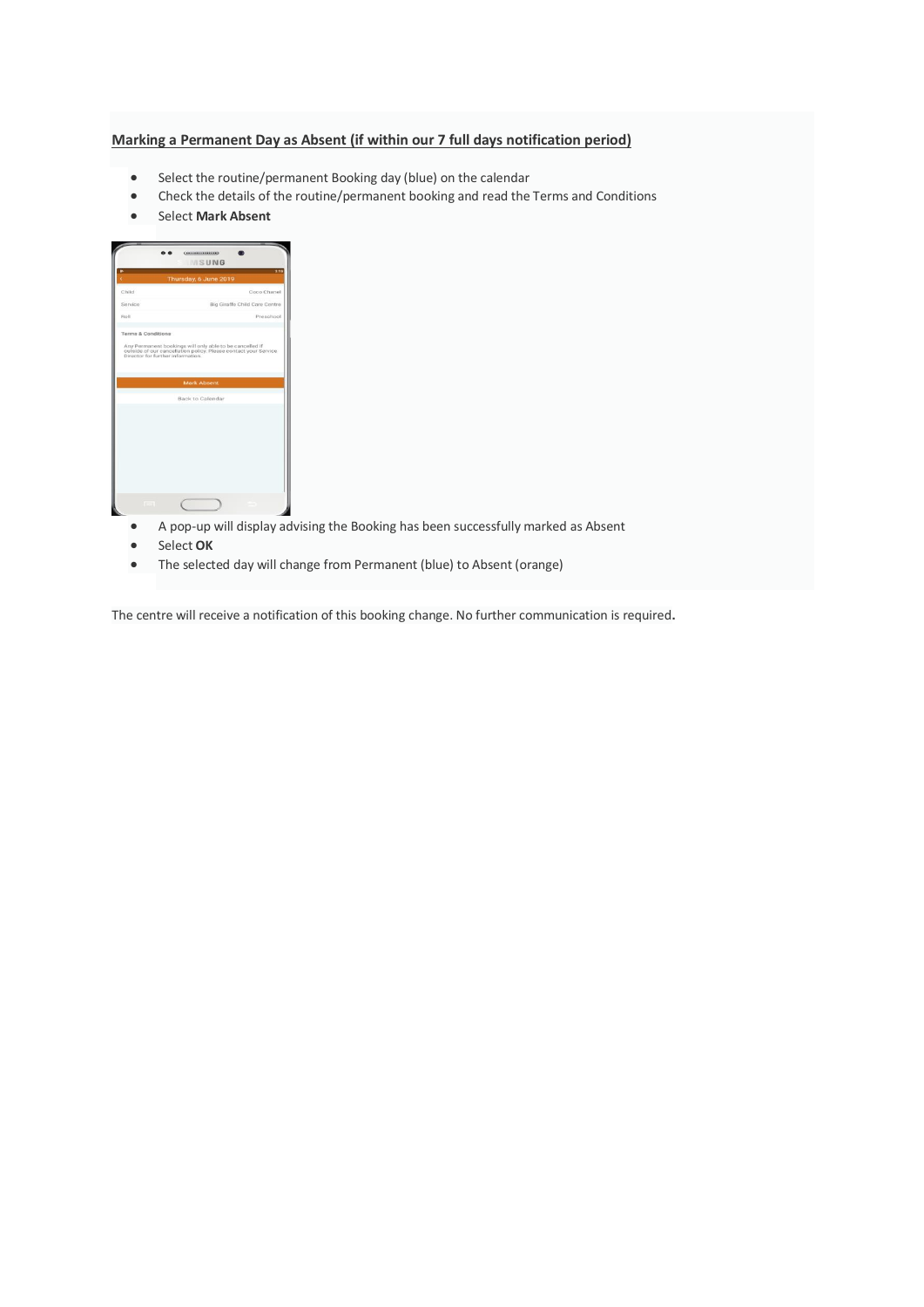## Marking a Permanent Day as Absent (if within our 7 full days notification period)

- Select the routine/permanent Booking day (blue) on the calendar
- Check the details of the routine/permanent booking and read the Terms and Conditions
- Select **Mark Absent**

- A pop-up will display advising the Booking has been successfully marked as Absent
- Select **OK**
- The selected day will change from Permanent (blue) to Absent (orange)

The centre will receive a notification of this booking change. No further communication is required.